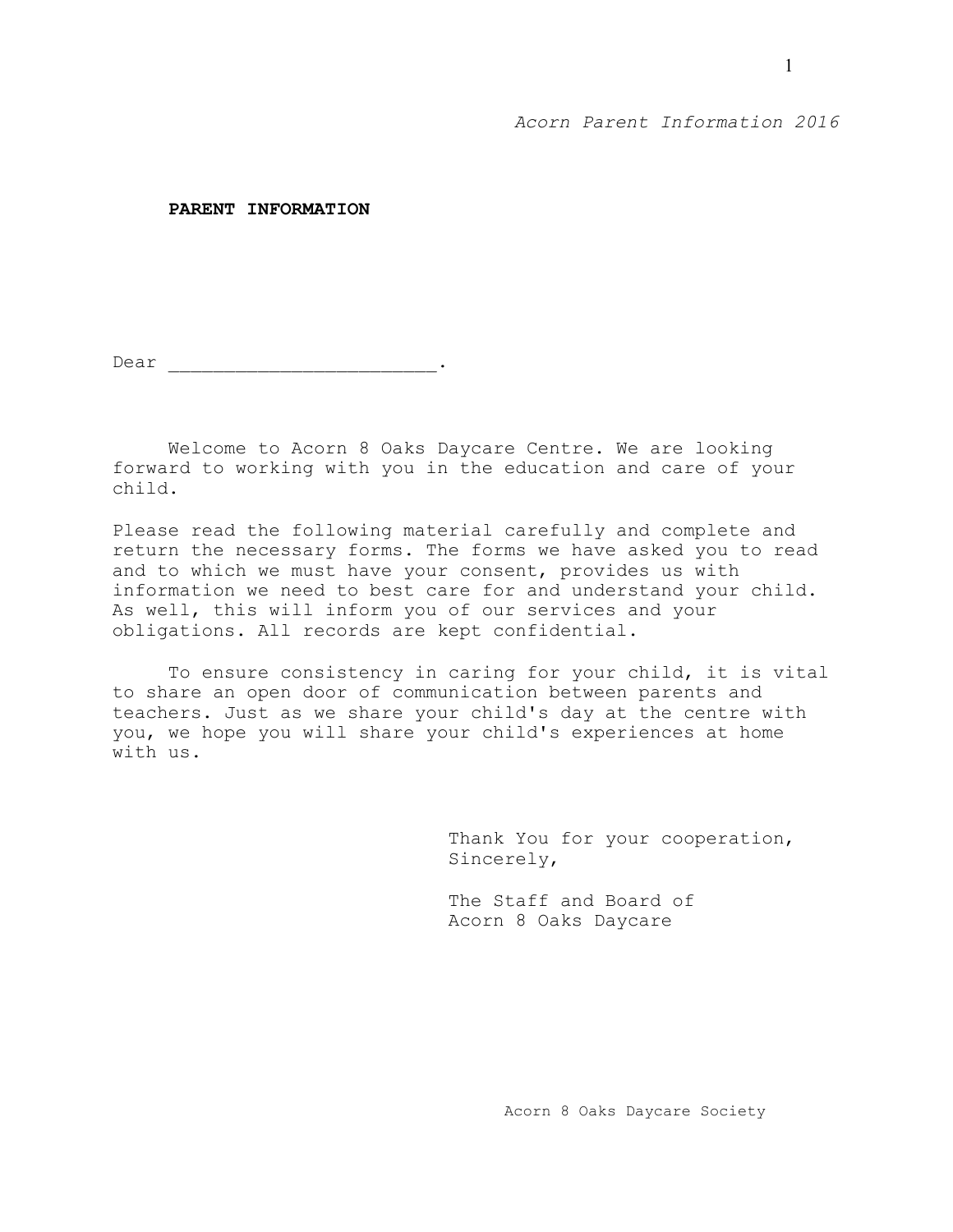**PARENT INFORMATION**

Dear ________________________.

Welcome to Acorn 8 Oaks Daycare Centre. We are looking forward to working with you in the education and care of your child.

Please read the following material carefully and complete and return the necessary forms. The forms we have asked you to read and to which we must have your consent, provides us with information we need to best care for and understand your child. As well, this will inform you of our services and your obligations. All records are kept confidential.

To ensure consistency in caring for your child, it is vital to share an open door of communication between parents and teachers. Just as we share your child's day at the centre with you, we hope you will share your child's experiences at home with us.

Thank You for your cooperation,
Sincerely,

The Staff and Board of
Acorn 8 Oaks Daycare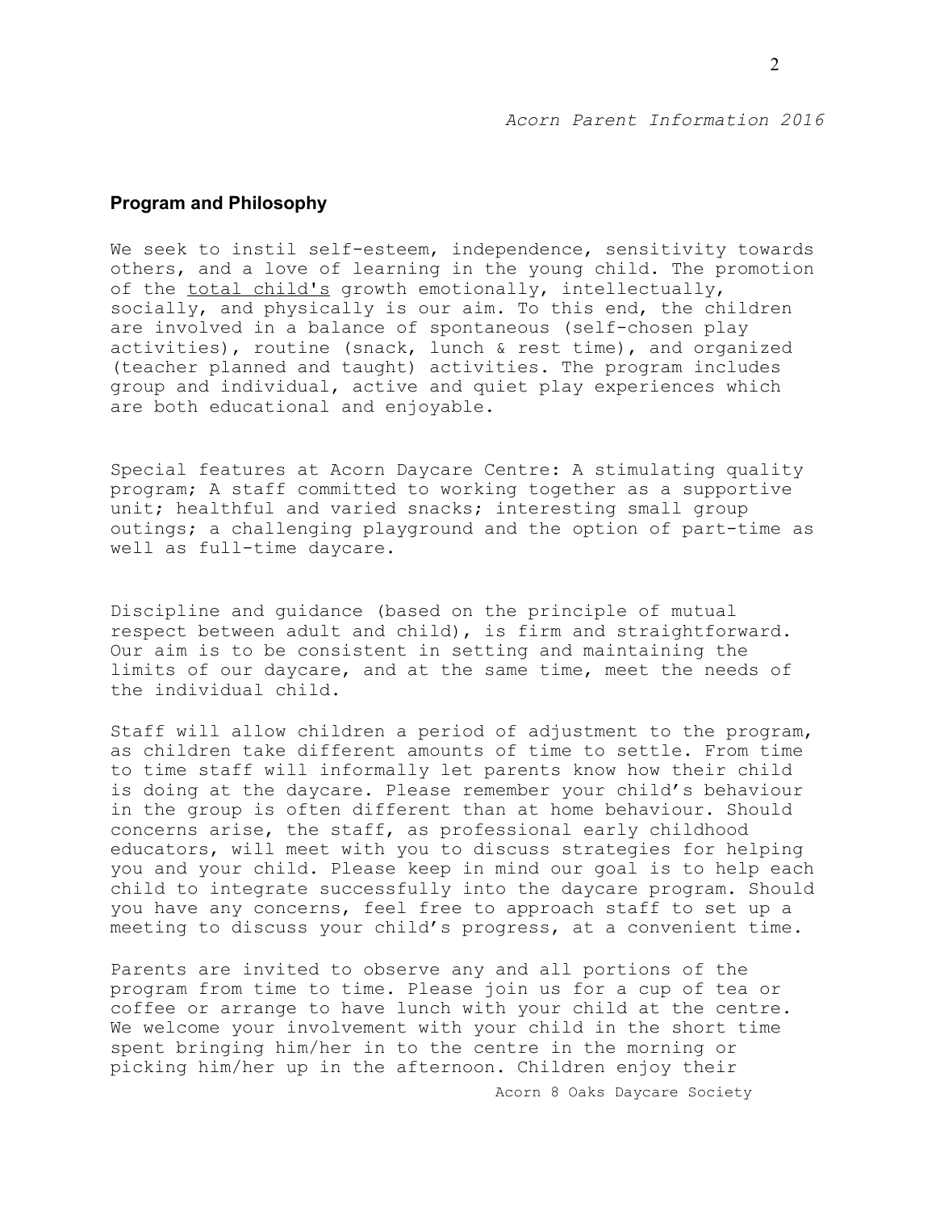## Program and Philosophy

We seek to instil self-esteem, independence, sensitivity towards others, and a love of learning in the young child. The promotion of the <u>total child's</u> growth emotionally, intellectually, socially, and physically is our aim. To this end, the children are involved in a balance of spontaneous (self-chosen play activities), routine (snack, lunch & rest time), and organized (teacher planned and taught) activities. The program includes group and individual, active and quiet play experiences which are both educational and enjoyable.

Special features at Acorn Daycare Centre: A stimulating quality program; A staff committed to working together as a supportive unit; healthful and varied snacks; interesting small group outings; a challenging playground and the option of part-time as well as full-time daycare.

Discipline and guidance (based on the principle of mutual respect between adult and child), is firm and straightforward. Our aim is to be consistent in setting and maintaining the limits of our daycare, and at the same time, meet the needs of the individual child.

Staff will allow children a period of adjustment to the program, as children take different amounts of time to settle. From time to time staff will informally let parents know how their child is doing at the daycare. Please remember your child's behaviour in the group is often different than at home behaviour. Should concerns arise, the staff, as professional early childhood educators, will meet with you to discuss strategies for helping you and your child. Please keep in mind our goal is to help each child to integrate successfully into the daycare program. Should you have any concerns, feel free to approach staff to set up a meeting to discuss your child's progress, at a convenient time.

Parents are invited to observe any and all portions of the program from time to time. Please join us for a cup of tea or coffee or arrange to have lunch with your child at the centre. We welcome your involvement with your child in the short time spent bringing him/her in to the centre in the morning or picking him/her up in the afternoon. Children enjoy their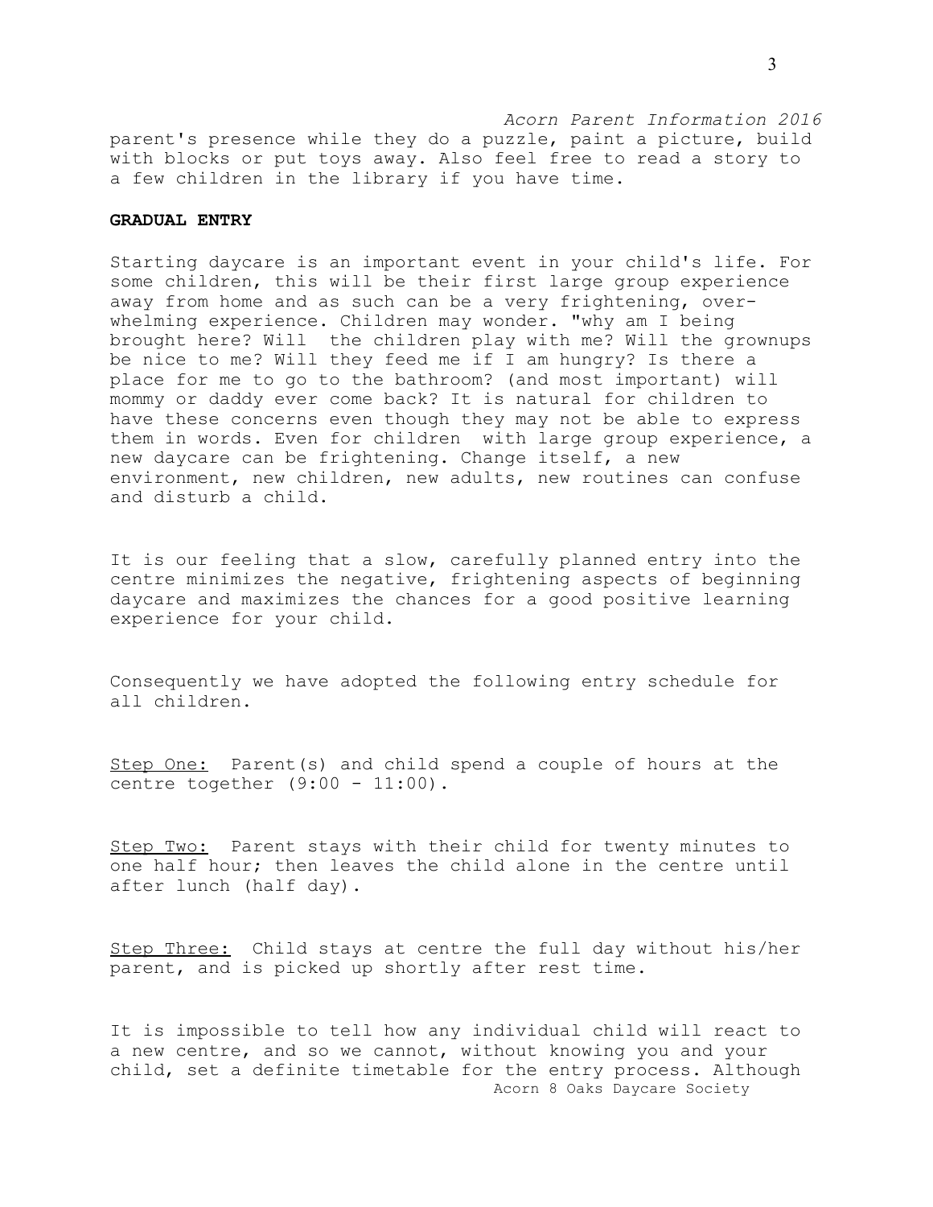parent's presence while they do a puzzle, paint a picture, build with blocks or put toys away. Also feel free to read a story to a few children in the library if you have time.

**GRADUAL ENTRY**

Starting daycare is an important event in your child's life. For some children, this will be their first large group experience away from home and as such can be a very frightening, over-whelming experience. Children may wonder. "why am I being brought here? Will the children play with me? Will the grownups be nice to me? Will they feed me if I am hungry? Is there a place for me to go to the bathroom? (and most important) will mommy or daddy ever come back? It is natural for children to have these concerns even though they may not be able to express them in words. Even for children with large group experience, a new daycare can be frightening. Change itself, a new environment, new children, new adults, new routines can confuse and disturb a child.

It is our feeling that a slow, carefully planned entry into the centre minimizes the negative, frightening aspects of beginning daycare and maximizes the chances for a good positive learning experience for your child.

Consequently we have adopted the following entry schedule for all children.

<u>Step One:</u> Parent(s) and child spend a couple of hours at the centre together (9:00 - 11:00).

<u>Step Two:</u> Parent stays with their child for twenty minutes to one half hour; then leaves the child alone in the centre until after lunch (half day).

<u>Step Three:</u> Child stays at centre the full day without his/her parent, and is picked up shortly after rest time.

It is impossible to tell how any individual child will react to a new centre, and so we cannot, without knowing you and your child, set a definite timetable for the entry process. Although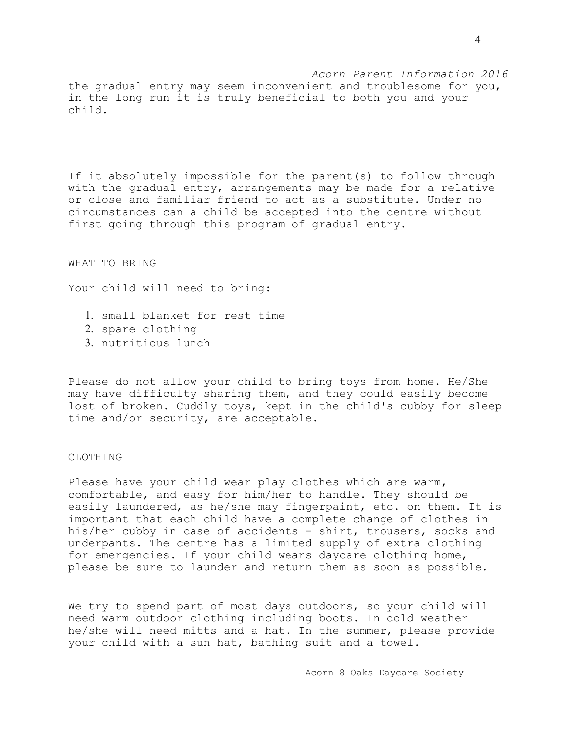the gradual entry may seem inconvenient and troublesome for you, in the long run it is truly beneficial to both you and your child.

If it absolutely impossible for the parent(s) to follow through with the gradual entry, arrangements may be made for a relative or close and familiar friend to act as a substitute. Under no circumstances can a child be accepted into the centre without first going through this program of gradual entry.

## WHAT TO BRING

Your child will need to bring:

1. small blanket for rest time
2. spare clothing
3. nutritious lunch

Please do not allow your child to bring toys from home. He/She may have difficulty sharing them, and they could easily become lost of broken. Cuddly toys, kept in the child's cubby for sleep time and/or security, are acceptable.

## CLOTHING

Please have your child wear play clothes which are warm, comfortable, and easy for him/her to handle. They should be easily laundered, as he/she may fingerpaint, etc. on them. It is important that each child have a complete change of clothes in his/her cubby in case of accidents - shirt, trousers, socks and underpants. The centre has a limited supply of extra clothing for emergencies. If your child wears daycare clothing home, please be sure to launder and return them as soon as possible.

We try to spend part of most days outdoors, so your child will need warm outdoor clothing including boots. In cold weather he/she will need mitts and a hat. In the summer, please provide your child with a sun hat, bathing suit and a towel.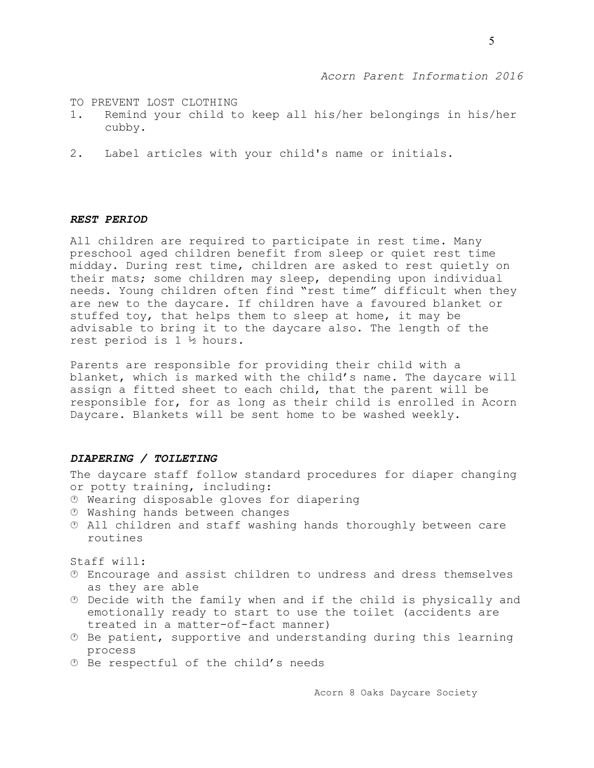TO PREVENT LOST CLOTHING

1. Remind your child to keep all his/her belongings in his/her cubby.

2. Label articles with your child's name or initials.

### ***REST PERIOD***

All children are required to participate in rest time. Many preschool aged children benefit from sleep or quiet rest time midday. During rest time, children are asked to rest quietly on their mats; some children may sleep, depending upon individual needs. Young children often find "rest time" difficult when they are new to the daycare. If children have a favoured blanket or stuffed toy, that helps them to sleep at home, it may be advisable to bring it to the daycare also. The length of the rest period is 1 ½ hours.

Parents are responsible for providing their child with a blanket, which is marked with the child's name. The daycare will assign a fitted sheet to each child, that the parent will be responsible for, for as long as their child is enrolled in Acorn Daycare. Blankets will be sent home to be washed weekly.

### ***DIAPERING / TOILETING***

The daycare staff follow standard procedures for diaper changing or potty training, including:

- Wearing disposable gloves for diapering
- Washing hands between changes
- All children and staff washing hands thoroughly between care routines

Staff will:

- Encourage and assist children to undress and dress themselves as they are able
- Decide with the family when and if the child is physically and emotionally ready to start to use the toilet (accidents are treated in a matter-of-fact manner)
- Be patient, supportive and understanding during this learning process
- Be respectful of the child's needs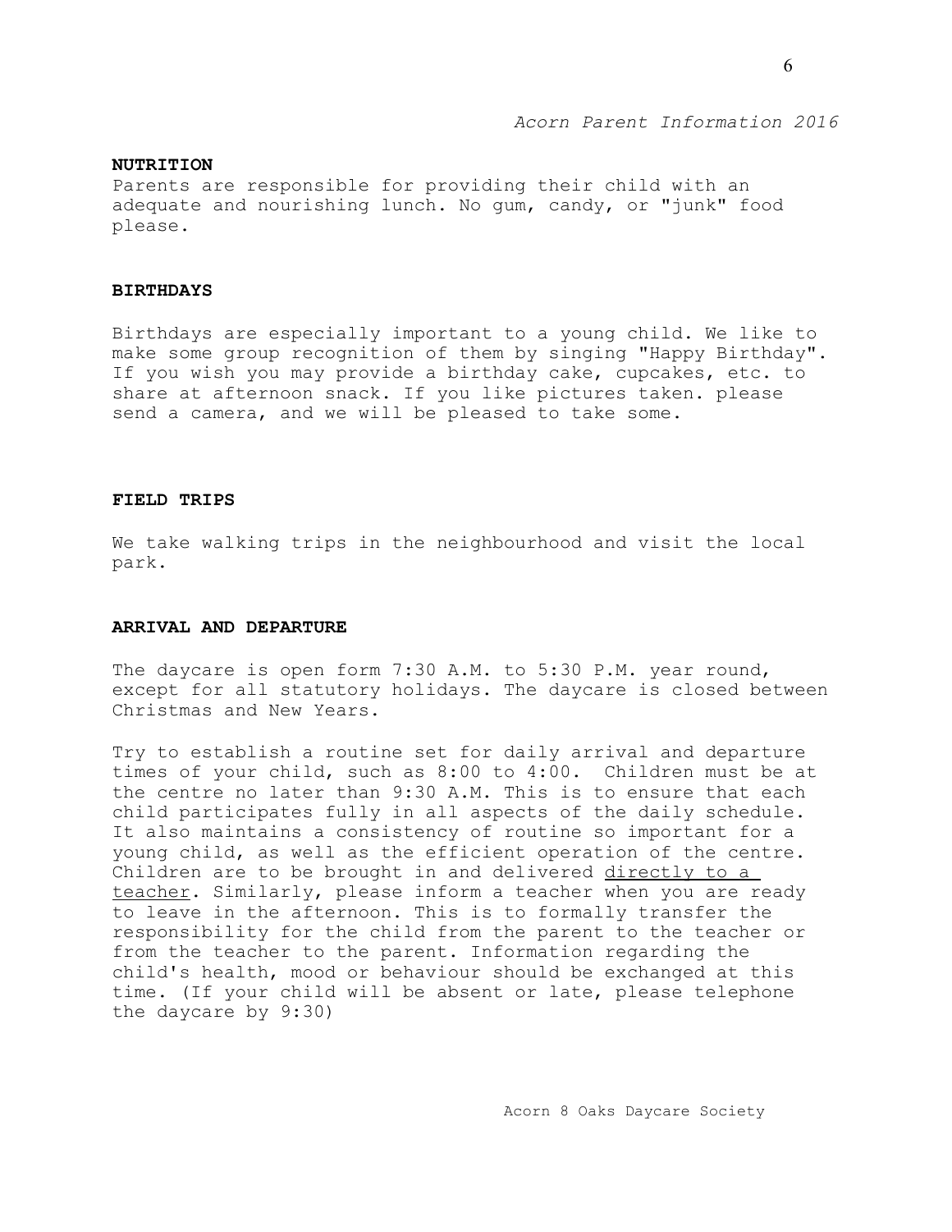## NUTRITION

Parents are responsible for providing their child with an adequate and nourishing lunch. No gum, candy, or "junk" food please.

## BIRTHDAYS

Birthdays are especially important to a young child. We like to make some group recognition of them by singing "Happy Birthday". If you wish you may provide a birthday cake, cupcakes, etc. to share at afternoon snack. If you like pictures taken. please send a camera, and we will be pleased to take some.

## FIELD TRIPS

We take walking trips in the neighbourhood and visit the local park.

## ARRIVAL AND DEPARTURE

The daycare is open form 7:30 A.M. to 5:30 P.M. year round, except for all statutory holidays. The daycare is closed between Christmas and New Years.

Try to establish a routine set for daily arrival and departure times of your child, such as 8:00 to 4:00. Children must be at the centre no later than 9:30 A.M. This is to ensure that each child participates fully in all aspects of the daily schedule. It also maintains a consistency of routine so important for a young child, as well as the efficient operation of the centre. Children are to be brought in and delivered <u>directly to a teacher</u>. Similarly, please inform a teacher when you are ready to leave in the afternoon. This is to formally transfer the responsibility for the child from the parent to the teacher or from the teacher to the parent. Information regarding the child's health, mood or behaviour should be exchanged at this time. (If your child will be absent or late, please telephone the daycare by 9:30)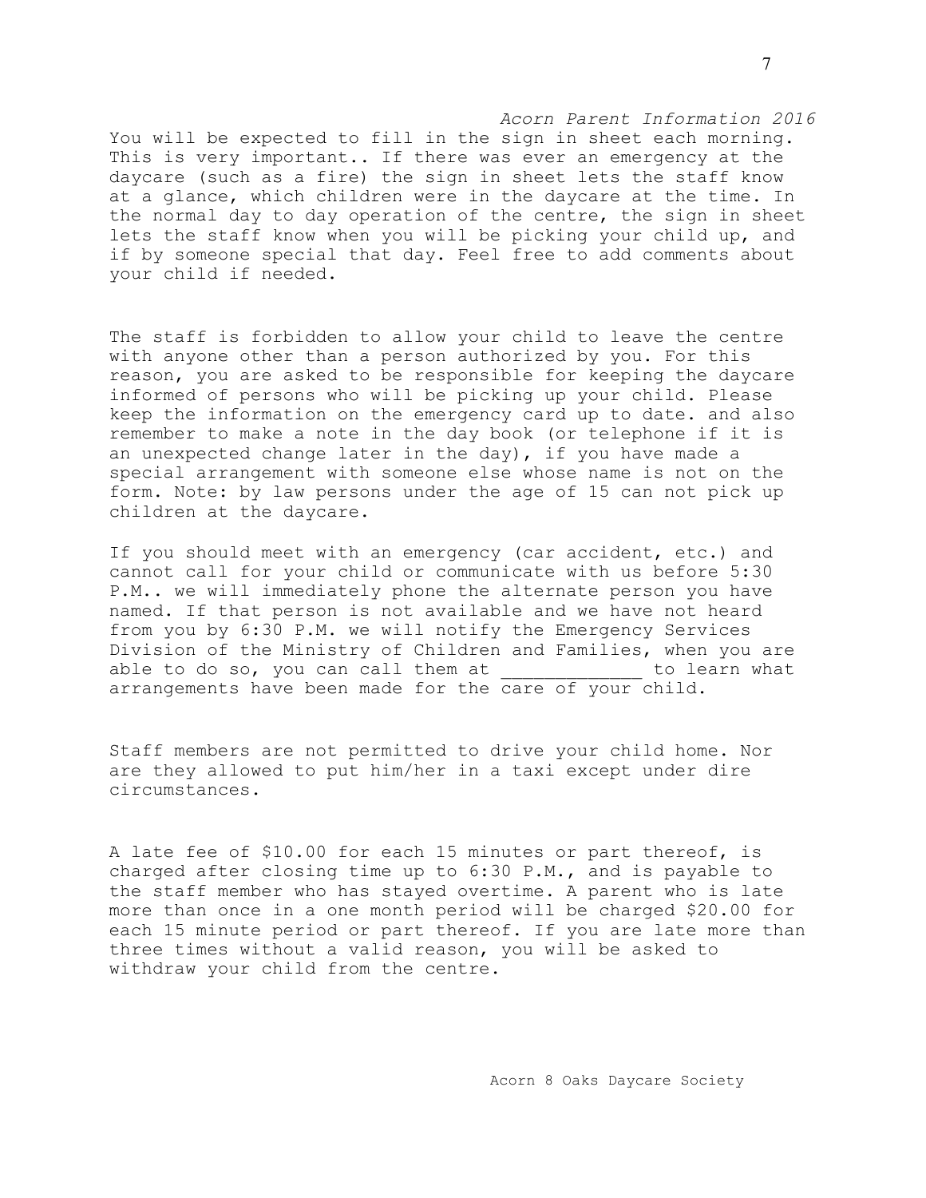You will be expected to fill in the sign in sheet each morning. This is very important.. If there was ever an emergency at the daycare (such as a fire) the sign in sheet lets the staff know at a glance, which children were in the daycare at the time. In the normal day to day operation of the centre, the sign in sheet lets the staff know when you will be picking your child up, and if by someone special that day. Feel free to add comments about your child if needed.

The staff is forbidden to allow your child to leave the centre with anyone other than a person authorized by you. For this reason, you are asked to be responsible for keeping the daycare informed of persons who will be picking up your child. Please keep the information on the emergency card up to date. and also remember to make a note in the day book (or telephone if it is an unexpected change later in the day), if you have made a special arrangement with someone else whose name is not on the form. Note: by law persons under the age of 15 can not pick up children at the daycare.

If you should meet with an emergency (car accident, etc.) and cannot call for your child or communicate with us before 5:30 P.M.. we will immediately phone the alternate person you have named. If that person is not available and we have not heard from you by 6:30 P.M. we will notify the Emergency Services Division of the Ministry of Children and Families, when you are able to do so, you can call them at _____________ to learn what arrangements have been made for the care of your child.

Staff members are not permitted to drive your child home. Nor are they allowed to put him/her in a taxi except under dire circumstances.

A late fee of $10.00 for each 15 minutes or part thereof, is charged after closing time up to 6:30 P.M., and is payable to the staff member who has stayed overtime. A parent who is late more than once in a one month period will be charged $20.00 for each 15 minute period or part thereof. If you are late more than three times without a valid reason, you will be asked to withdraw your child from the centre.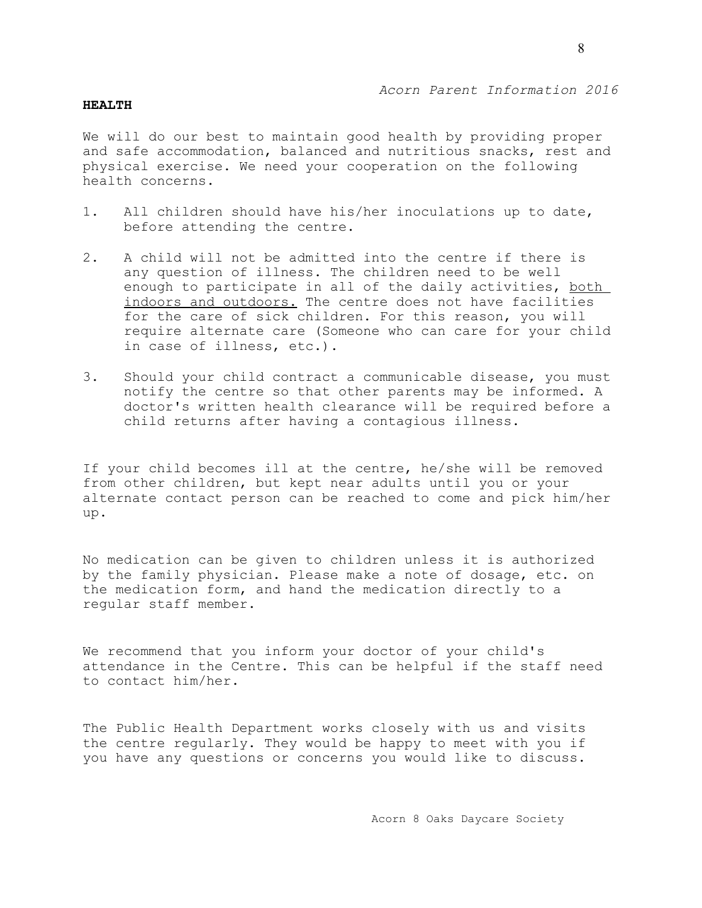## HEALTH

We will do our best to maintain good health by providing proper and safe accommodation, balanced and nutritious snacks, rest and physical exercise. We need your cooperation on the following health concerns.

1. All children should have his/her inoculations up to date, before attending the centre.

2. A child will not be admitted into the centre if there is any question of illness. The children need to be well enough to participate in all of the daily activities, <u>both indoors and outdoors.</u> The centre does not have facilities for the care of sick children. For this reason, you will require alternate care (Someone who can care for your child in case of illness, etc.).

3. Should your child contract a communicable disease, you must notify the centre so that other parents may be informed. A doctor's written health clearance will be required before a child returns after having a contagious illness.

If your child becomes ill at the centre, he/she will be removed from other children, but kept near adults until you or your alternate contact person can be reached to come and pick him/her up.

No medication can be given to children unless it is authorized by the family physician. Please make a note of dosage, etc. on the medication form, and hand the medication directly to a regular staff member.

We recommend that you inform your doctor of your child's attendance in the Centre. This can be helpful if the staff need to contact him/her.

The Public Health Department works closely with us and visits the centre regularly. They would be happy to meet with you if you have any questions or concerns you would like to discuss.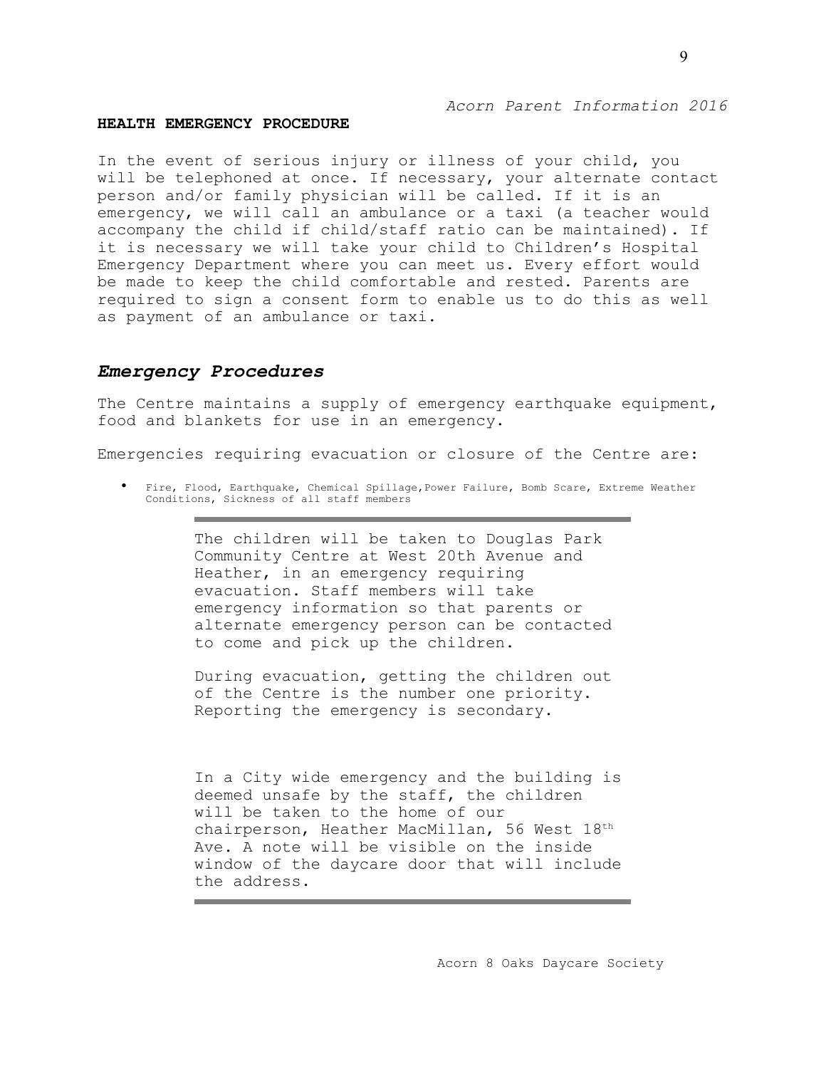**HEALTH EMERGENCY PROCEDURE**

In the event of serious injury or illness of your child, you will be telephoned at once. If necessary, your alternate contact person and/or family physician will be called. If it is an emergency, we will call an ambulance or a taxi (a teacher would accompany the child if child/staff ratio can be maintained). If it is necessary we will take your child to Children's Hospital Emergency Department where you can meet us. Every effort would be made to keep the child comfortable and rested. Parents are required to sign a consent form to enable us to do this as well as payment of an ambulance or taxi.

## *Emergency Procedures*

The Centre maintains a supply of emergency earthquake equipment, food and blankets for use in an emergency.

Emergencies requiring evacuation or closure of the Centre are:

- Fire, Flood, Earthquake, Chemical Spillage,Power Failure, Bomb Scare, Extreme Weather Conditions, Sickness of all staff members

---

The children will be taken to Douglas Park Community Centre at West 20th Avenue and Heather, in an emergency requiring evacuation. Staff members will take emergency information so that parents or alternate emergency person can be contacted to come and pick up the children.

During evacuation, getting the children out of the Centre is the number one priority. Reporting the emergency is secondary.

In a City wide emergency and the building is deemed unsafe by the staff, the children will be taken to the home of our chairperson, Heather MacMillan, 56 West 18th Ave. A note will be visible on the inside window of the daycare door that will include the address.

---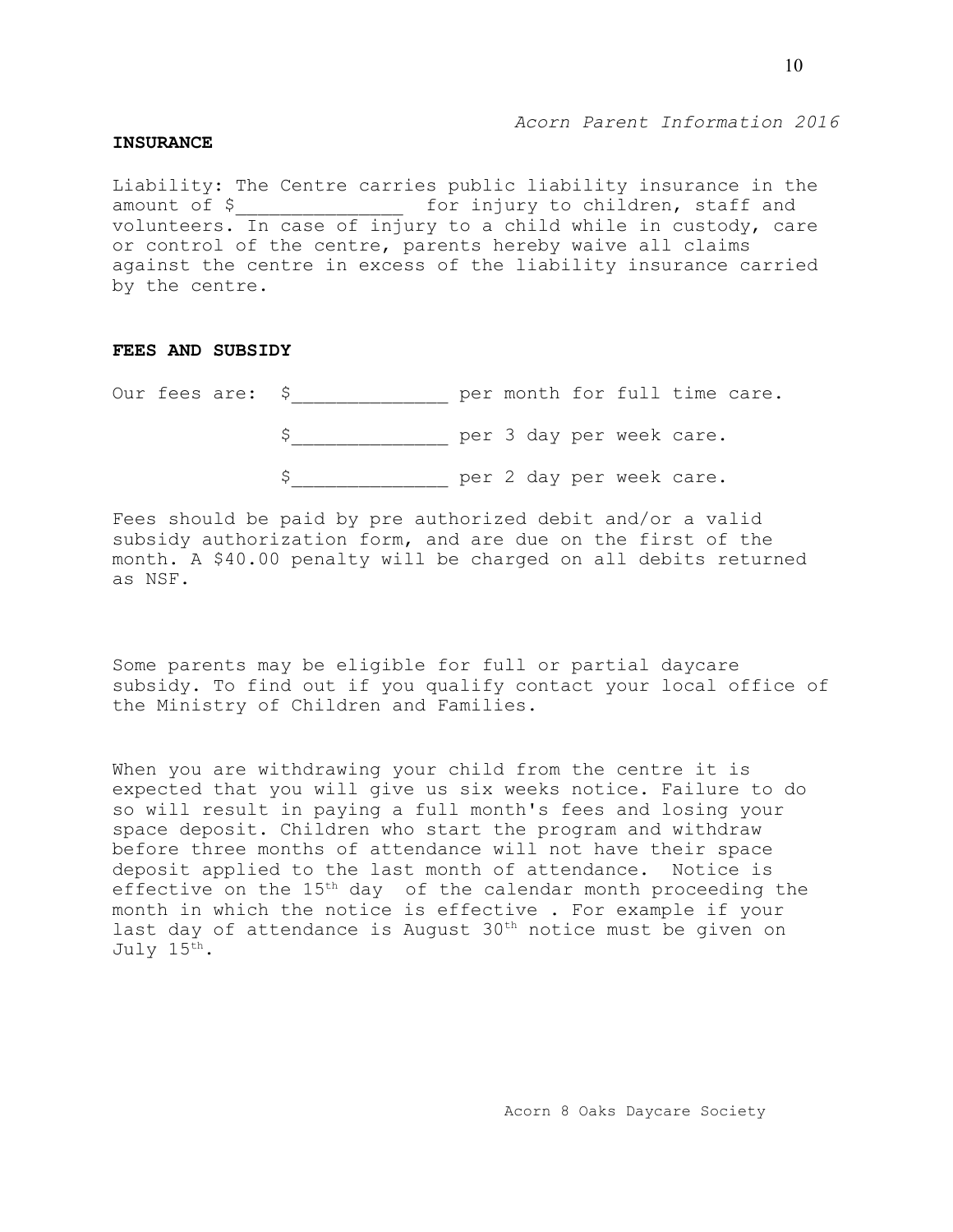**INSURANCE**

Liability: The Centre carries public liability insurance in the amount of $_______________ for injury to children, staff and volunteers. In case of injury to a child while in custody, care or control of the centre, parents hereby waive all claims against the centre in excess of the liability insurance carried by the centre.

**FEES AND SUBSIDY**

Our fees are: $______________ per month for full time care.

$______________ per 3 day per week care.

$______________ per 2 day per week care.

Fees should be paid by pre authorized debit and/or a valid subsidy authorization form, and are due on the first of the month. A $40.00 penalty will be charged on all debits returned as NSF.

Some parents may be eligible for full or partial daycare subsidy. To find out if you qualify contact your local office of the Ministry of Children and Families.

When you are withdrawing your child from the centre it is expected that you will give us six weeks notice. Failure to do so will result in paying a full month's fees and losing your space deposit. Children who start the program and withdraw before three months of attendance will not have their space deposit applied to the last month of attendance. Notice is effective on the 15th day of the calendar month proceeding the month in which the notice is effective . For example if your last day of attendance is August 30th notice must be given on July 15th.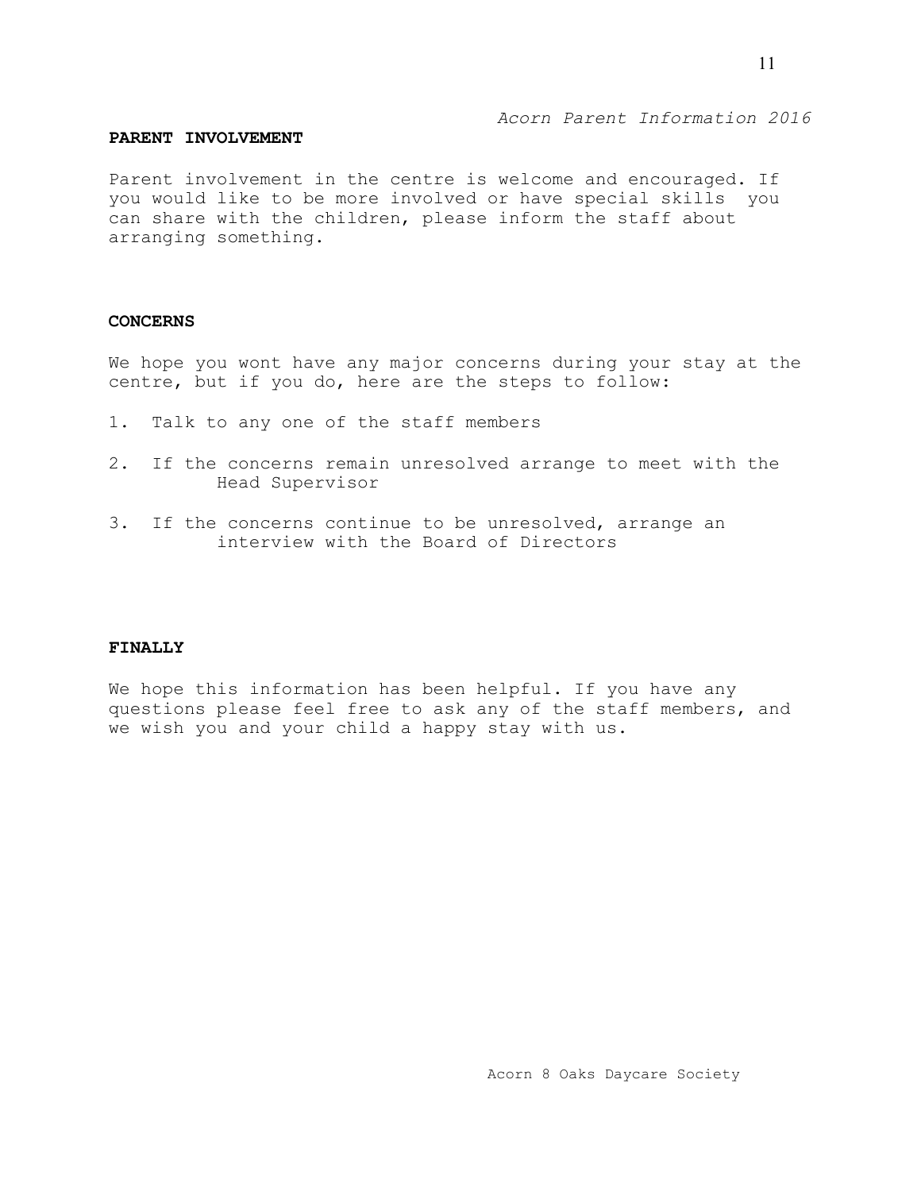## PARENT INVOLVEMENT

Parent involvement in the centre is welcome and encouraged. If you would like to be more involved or have special skills you can share with the children, please inform the staff about arranging something.

## CONCERNS

We hope you wont have any major concerns during your stay at the centre, but if you do, here are the steps to follow:

1. Talk to any one of the staff members
2. If the concerns remain unresolved arrange to meet with the Head Supervisor
3. If the concerns continue to be unresolved, arrange an interview with the Board of Directors

## FINALLY

We hope this information has been helpful. If you have any questions please feel free to ask any of the staff members, and we wish you and your child a happy stay with us.